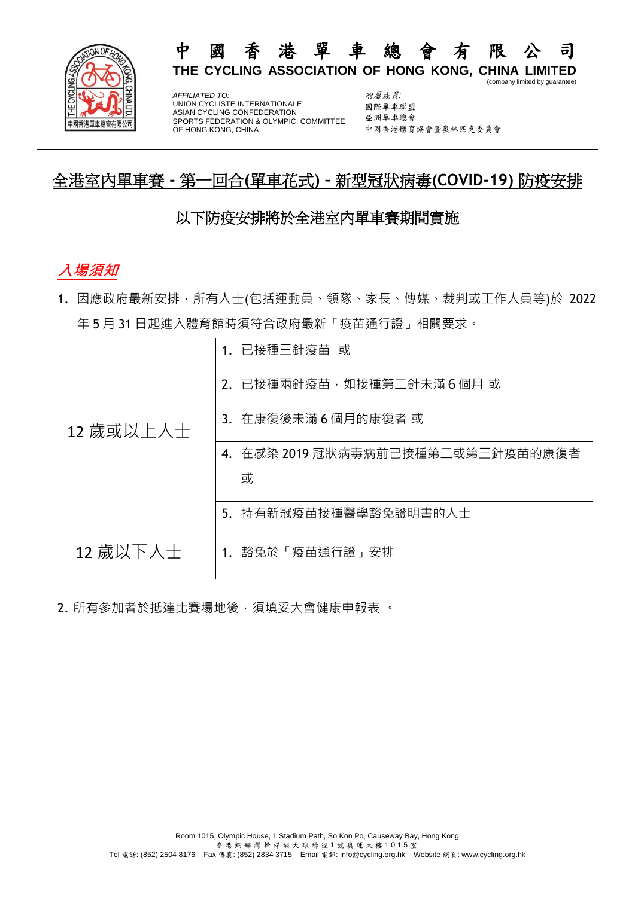# 中國香港單車總會有限公司

**THE CYCLING ASSOCIATION OF HONG KONG, CHINA LIMITED**
(company limited by guarantee)

*AFFILIATED TO:*
UNION CYCLISTE INTERNATIONALE
ASIAN CYCLING CONFEDERATION
SPORTS FEDERATION & OLYMPIC COMMITTEE OF HONG KONG, CHINA

*附屬成員:*
國際單車聯盟
亞洲單車總會
中國香港體育協會暨奧林匹克委員會

## 全港室內單車賽 - 第一回合(單車花式) - 新型冠狀病毒(COVID-19) 防疫安排

### 以下防疫安排將於全港室內單車賽期間實施

### *入場須知*

1. 因應政府最新安排，所有人士(包括運動員、領隊、家長、傳媒、裁判或工作人員等)於 2022 年 5 月 31 日起進入體育館時須符合政府最新「疫苗通行證」相關要求。

| | |
|---|---|
| 12 歲或以上人士 | 1. 已接種三針疫苗 或 |
| | 2. 已接種兩針疫苗，如接種第二針未滿 6 個月 或 |
| | 3. 在康復後未滿 6 個月的康復者 或 |
| | 4. 在感染 2019 冠狀病毒病前已接種第二或第三針疫苗的康復者 或 |
| | 5. 持有新冠疫苗接種醫學豁免證明書的人士 |
| 12 歲以下人士 | 1. 豁免於「疫苗通行證」安排 |

2. 所有參加者於抵達比賽場地後，須填妥大會健康申報表 。

Room 1015, Olympic House, 1 Stadium Path, So Kon Po, Causeway Bay, Hong Kong
香港銅鑼灣掃桿埔大球場徑1號奧運大樓1015室
Tel 電話: (852) 2504 8176 Fax 傳真: (852) 2834 3715 Email 電郵: info@cycling.org.hk Website 網頁: www.cycling.org.hk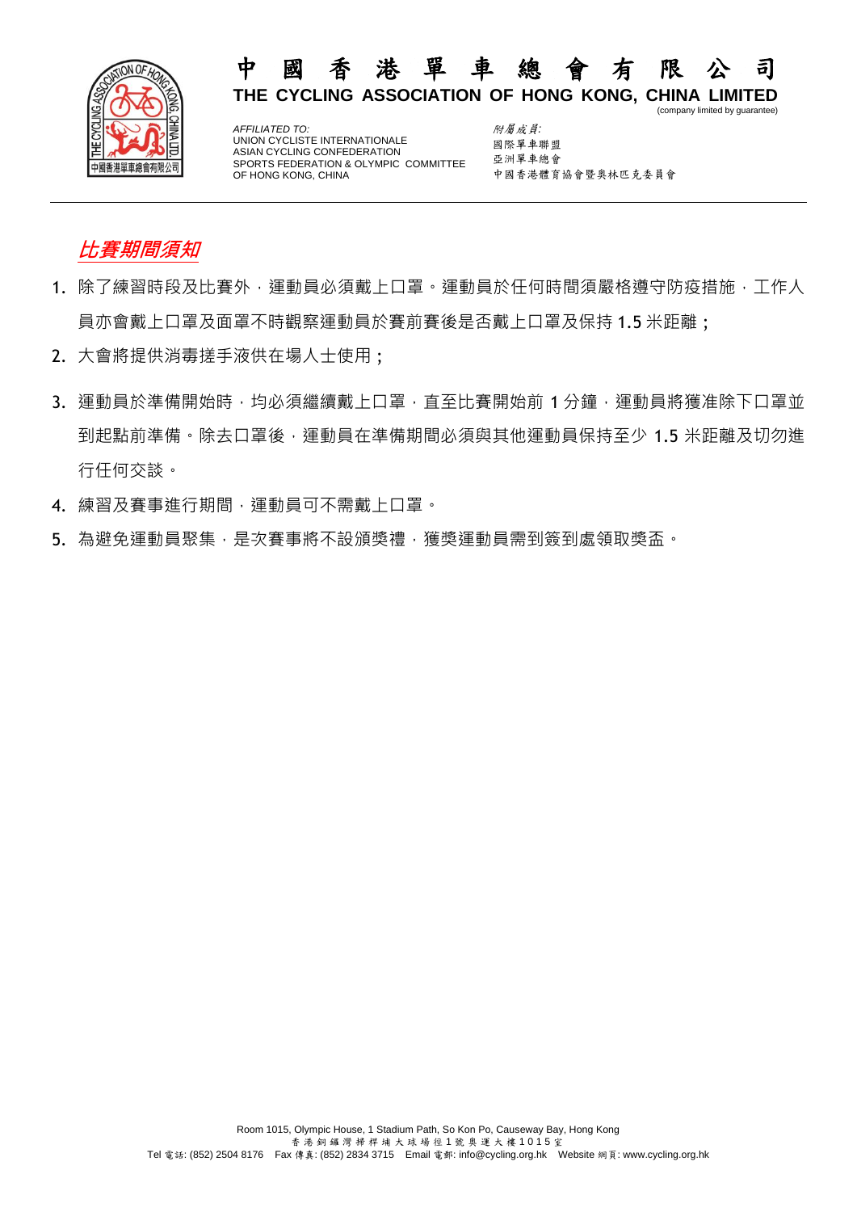# 中國香港單車總會有限公司

**THE CYCLING ASSOCIATION OF HONG KONG, CHINA LIMITED**
(company limited by guarantee)

*AFFILIATED TO:*
UNION CYCLISTE INTERNATIONALE
ASIAN CYCLING CONFEDERATION
SPORTS FEDERATION & OLYMPIC COMMITTEE OF HONG KONG, CHINA

*附屬成員:*
國際單車聯盟
亞洲單車總會
中國香港體育協會暨奧林匹克委員會

---

## *比賽期間須知*

1. 除了練習時段及比賽外，運動員必須戴上口罩。運動員於任何時間須嚴格遵守防疫措施，工作人員亦會戴上口罩及面罩不時觀察運動員於賽前賽後是否戴上口罩及保持 1.5 米距離；
2. 大會將提供消毒搓手液供在場人士使用；
3. 運動員於準備開始時，均必須繼續戴上口罩，直至比賽開始前 1 分鐘，運動員將獲准除下口罩並到起點前準備。除去口罩後，運動員在準備期間必須與其他運動員保持至少 1.5 米距離及切勿進行任何交談。
4. 練習及賽事進行期間，運動員可不需戴上口罩。
5. 為避免運動員聚集，是次賽事將不設頒獎禮，獲獎運動員需到簽到處領取獎盃。

Room 1015, Olympic House, 1 Stadium Path, So Kon Po, Causeway Bay, Hong Kong
香港銅鑼灣掃桿埔大球場徑1號奧運大樓1015室
Tel 電話: (852) 2504 8176 Fax 傳真: (852) 2834 3715 Email 電郵: info@cycling.org.hk Website 網頁: www.cycling.org.hk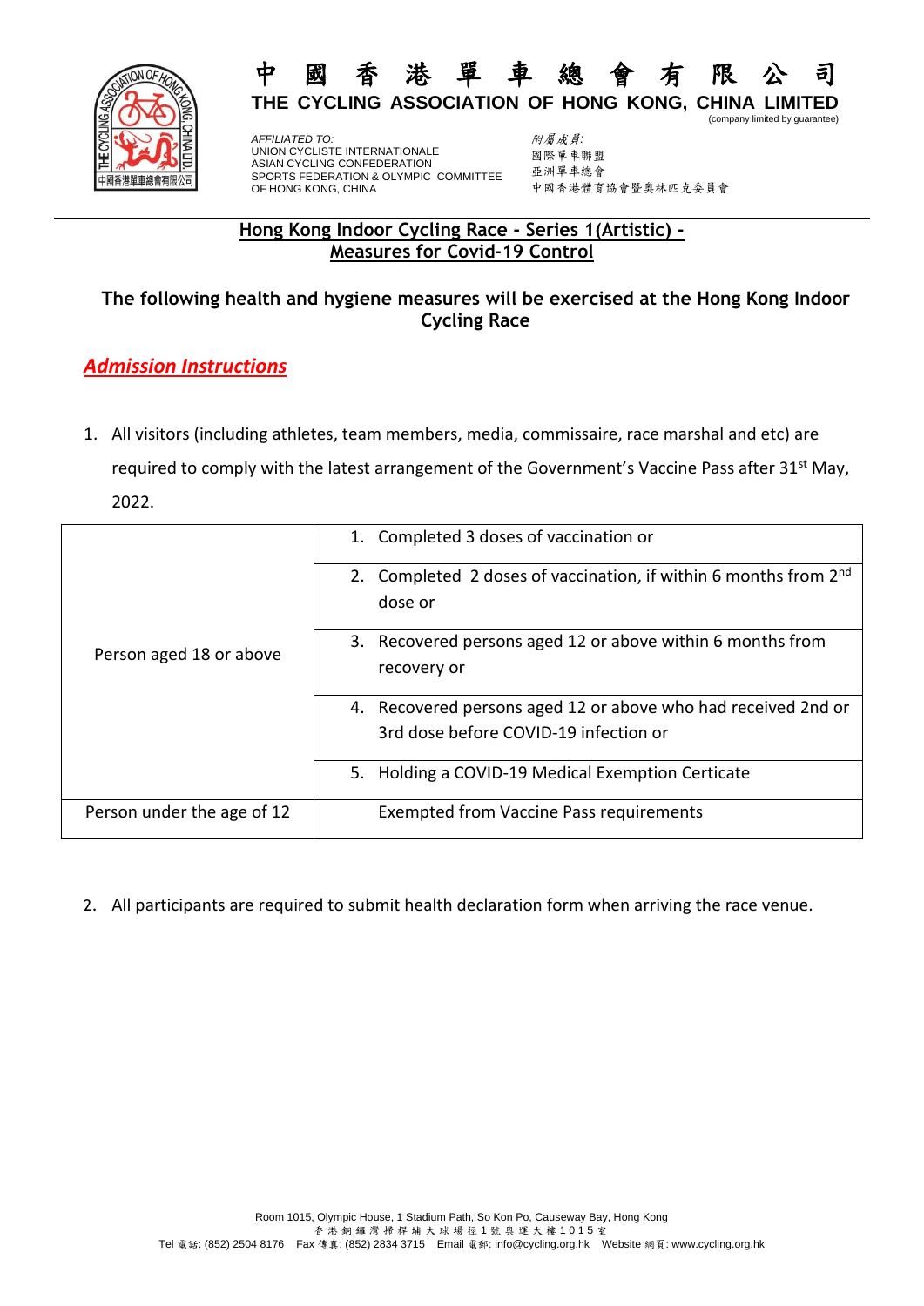# 中 國 香 港 單 車 總 會 有 限 公 司

**THE CYCLING ASSOCIATION OF HONG KONG, CHINA LIMITED**

(company limited by guarantee)

*AFFILIATED TO:*
UNION CYCLISTE INTERNATIONALE
ASIAN CYCLING CONFEDERATION
SPORTS FEDERATION & OLYMPIC COMMITTEE OF HONG KONG, CHINA

*附屬成員:*
國際單車聯盟
亞洲單車總會
中國香港體育協會暨奧林匹克委員會

---

## Hong Kong Indoor Cycling Race - Series 1(Artistic) - Measures for Covid-19 Control

### The following health and hygiene measures will be exercised at the Hong Kong Indoor Cycling Race

***Admission Instructions***

1. All visitors (including athletes, team members, media, commissaire, race marshal and etc) are required to comply with the latest arrangement of the Government's Vaccine Pass after 31st May, 2022.

| | |
|---|---|
| Person aged 18 or above | 1. Completed 3 doses of vaccination or |
| | 2. Completed 2 doses of vaccination, if within 6 months from 2nd dose or |
| | 3. Recovered persons aged 12 or above within 6 months from recovery or |
| | 4. Recovered persons aged 12 or above who had received 2nd or 3rd dose before COVID-19 infection or |
| | 5. Holding a COVID-19 Medical Exemption Certicate |
| Person under the age of 12 | Exempted from Vaccine Pass requirements |

2. All participants are required to submit health declaration form when arriving the race venue.

Room 1015, Olympic House, 1 Stadium Path, So Kon Po, Causeway Bay, Hong Kong
香港銅鑼灣掃桿埔大球場徑1號奧運大樓1015室
Tel 電話: (852) 2504 8176 Fax 傳真: (852) 2834 3715 Email 電郵: info@cycling.org.hk Website 網頁: www.cycling.org.hk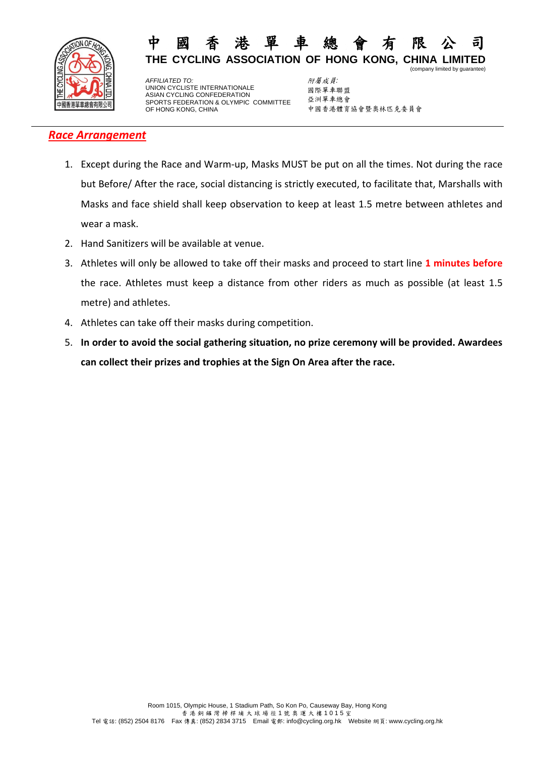## ***Race Arrangement***

1. Except during the Race and Warm-up, Masks MUST be put on all the times. Not during the race but Before/ After the race, social distancing is strictly executed, to facilitate that, Marshalls with Masks and face shield shall keep observation to keep at least 1.5 metre between athletes and wear a mask.
2. Hand Sanitizers will be available at venue.
3. Athletes will only be allowed to take off their masks and proceed to start line **1 minutes before** the race. Athletes must keep a distance from other riders as much as possible (at least 1.5 metre) and athletes.
4. Athletes can take off their masks during competition.
5. **In order to avoid the social gathering situation, no prize ceremony will be provided. Awardees can collect their prizes and trophies at the Sign On Area after the race.**